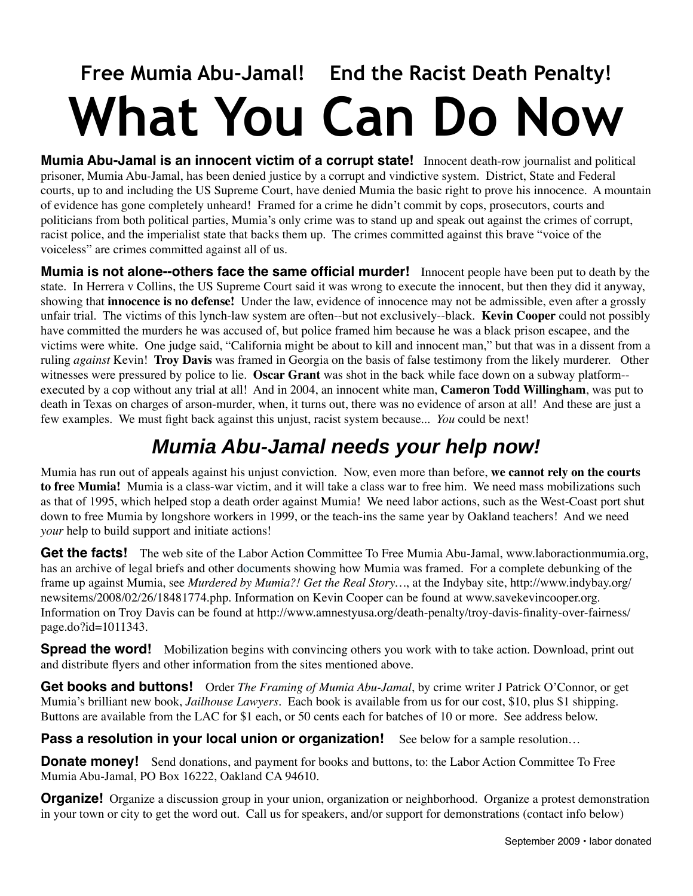## Free Mumia Abu-Jamal! End the Racist Death Penalty!

# What You Can Do Now

**Mumia Abu-Jamal is an innocent victim of a corrupt state!** Innocent death-row journalist and political prisoner, Mumia Abu-Jamal, has been denied justice by a corrupt and vindictive system. District, State and Federal courts, up to and including the US Supreme Court, have denied Mumia the basic right to prove his innocence. A mountain of evidence has gone completely unheard! Framed for a crime he didn't commit by cops, prosecutors, courts and politicians from both political parties, Mumia's only crime was to stand up and speak out against the crimes of corrupt, racist police, and the imperialist state that backs them up. The crimes committed against this brave "voice of the voiceless" are crimes committed against all of us.

**Mumia is not alone--others face the same official murder!** Innocent people have been put to death by the state. In Herrera v Collins, the US Supreme Court said it was wrong to execute the innocent, but then they did it anyway, showing that **innocence is no defense!** Under the law, evidence of innocence may not be admissible, even after a grossly unfair trial. The victims of this lynch-law system are often--but not exclusively--black. **Kevin Cooper** could not possibly have committed the murders he was accused of, but police framed him because he was a black prison escapee, and the victims were white. One judge said, "California might be about to kill and innocent man," but that was in a dissent from a ruling *against* Kevin! **Troy Davis** was framed in Georgia on the basis of false testimony from the likely murderer. Other witnesses were pressured by police to lie. **Oscar Grant** was shot in the back while face down on a subway platform--executed by a cop without any trial at all! And in 2004, an innocent white man, **Cameron Todd Willingham**, was put to death in Texas on charges of arson-murder, when, it turns out, there was no evidence of arson at all! And these are just a few examples. We must fight back against this unjust, racist system because... *You* could be next!

## *Mumia Abu-Jamal needs your help now!*

Mumia has run out of appeals against his unjust conviction. Now, even more than before, **we cannot rely on the courts to free Mumia!** Mumia is a class-war victim, and it will take a class war to free him. We need mass mobilizations such as that of 1995, which helped stop a death order against Mumia! We need labor actions, such as the West-Coast port shut down to free Mumia by longshore workers in 1999, or the teach-ins the same year by Oakland teachers! And we need *your* help to build support and initiate actions!

**Get the facts!** The web site of the Labor Action Committee To Free Mumia Abu-Jamal, www.laboractionmumia.org, has an archive of legal briefs and other documents showing how Mumia was framed. For a complete debunking of the frame up against Mumia, see *Murdered by Mumia?! Get the Real Story…*, at the Indybay site, http://www.indybay.org/newsitems/2008/02/26/18481774.php. Information on Kevin Cooper can be found at www.savekevincooper.org. Information on Troy Davis can be found at http://www.amnestyusa.org/death-penalty/troy-davis-finality-over-fairness/page.do?id=1011343.

**Spread the word!** Mobilization begins with convincing others you work with to take action. Download, print out and distribute flyers and other information from the sites mentioned above.

**Get books and buttons!** Order *The Framing of Mumia Abu-Jamal*, by crime writer J Patrick O'Connor, or get Mumia's brilliant new book, *Jailhouse Lawyers*. Each book is available from us for our cost, $10, plus $1 shipping. Buttons are available from the LAC for $1 each, or 50 cents each for batches of 10 or more. See address below.

**Pass a resolution in your local union or organization!** See below for a sample resolution…

**Donate money!** Send donations, and payment for books and buttons, to: the Labor Action Committee To Free Mumia Abu-Jamal, PO Box 16222, Oakland CA 94610.

**Organize!** Organize a discussion group in your union, organization or neighborhood. Organize a protest demonstration in your town or city to get the word out. Call us for speakers, and/or support for demonstrations (contact info below)

September 2009 • labor donated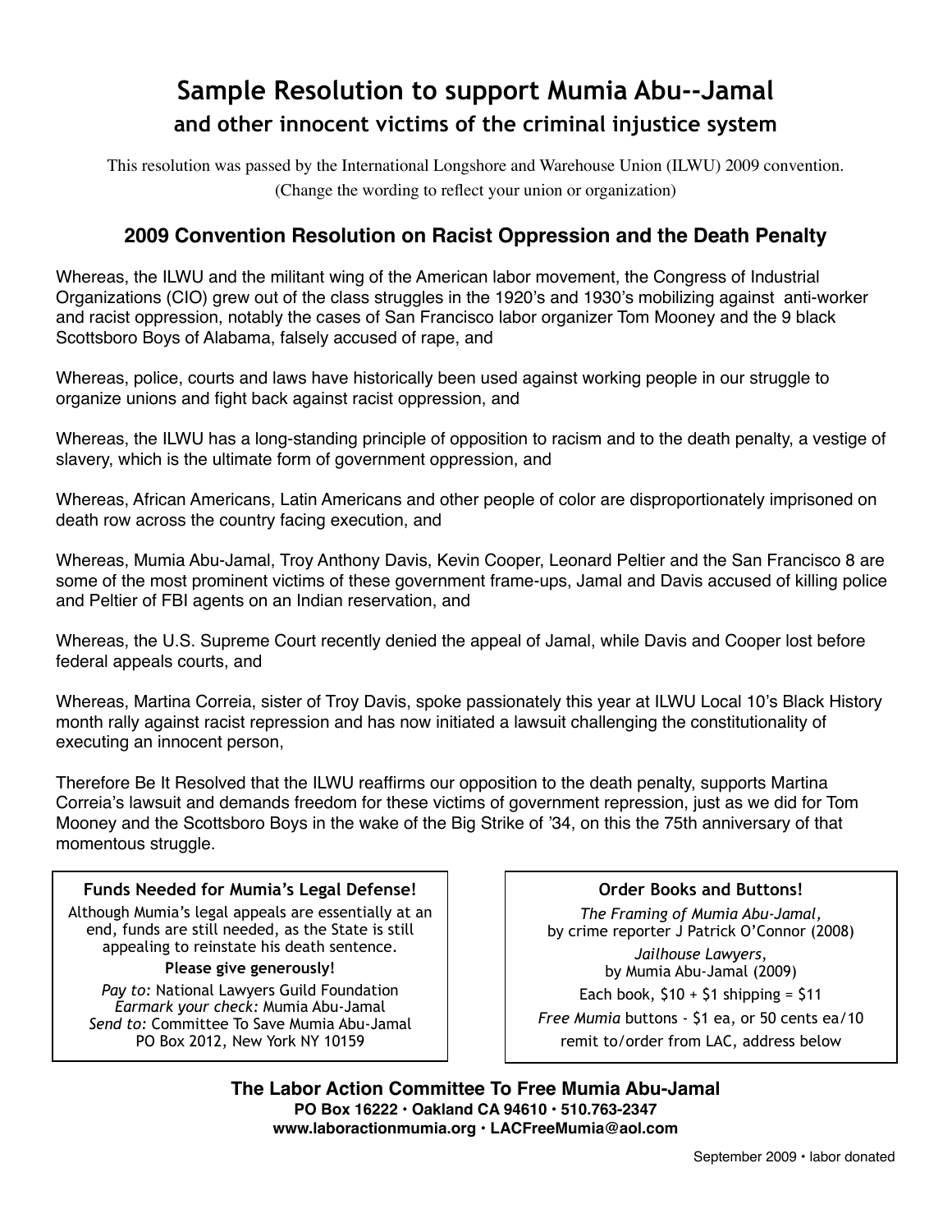# Sample Resolution to support Mumia Abu--Jamal

## and other innocent victims of the criminal injustice system

This resolution was passed by the International Longshore and Warehouse Union (ILWU) 2009 convention.
(Change the wording to reflect your union or organization)

### 2009 Convention Resolution on Racist Oppression and the Death Penalty

Whereas, the ILWU and the militant wing of the American labor movement, the Congress of Industrial Organizations (CIO) grew out of the class struggles in the 1920's and 1930's mobilizing against anti-worker and racist oppression, notably the cases of San Francisco labor organizer Tom Mooney and the 9 black Scottsboro Boys of Alabama, falsely accused of rape, and

Whereas, police, courts and laws have historically been used against working people in our struggle to organize unions and fight back against racist oppression, and

Whereas, the ILWU has a long-standing principle of opposition to racism and to the death penalty, a vestige of slavery, which is the ultimate form of government oppression, and

Whereas, African Americans, Latin Americans and other people of color are disproportionately imprisoned on death row across the country facing execution, and

Whereas, Mumia Abu-Jamal, Troy Anthony Davis, Kevin Cooper, Leonard Peltier and the San Francisco 8 are some of the most prominent victims of these government frame-ups, Jamal and Davis accused of killing police and Peltier of FBI agents on an Indian reservation, and

Whereas, the U.S. Supreme Court recently denied the appeal of Jamal, while Davis and Cooper lost before federal appeals courts, and

Whereas, Martina Correia, sister of Troy Davis, spoke passionately this year at ILWU Local 10's Black History month rally against racist repression and has now initiated a lawsuit challenging the constitutionality of executing an innocent person,

Therefore Be It Resolved that the ILWU reaffirms our opposition to the death penalty, supports Martina Correia's lawsuit and demands freedom for these victims of government repression, just as we did for Tom Mooney and the Scottsboro Boys in the wake of the Big Strike of '34, on this the 75th anniversary of that momentous struggle.

**Funds Needed for Mumia's Legal Defense!**

Although Mumia's legal appeals are essentially at an end, funds are still needed, as the State is still appealing to reinstate his death sentence.

**Please give generously!**

*Pay to:* National Lawyers Guild Foundation
*Earmark your check:* Mumia Abu-Jamal
*Send to:* Committee To Save Mumia Abu-Jamal
PO Box 2012, New York NY 10159

**Order Books and Buttons!**

*The Framing of Mumia Abu-Jamal,*
by crime reporter J Patrick O'Connor (2008)

*Jailhouse Lawyers,*
by Mumia Abu-Jamal (2009)

Each book, $10 + $1 shipping = $11

*Free Mumia* buttons - $1 ea, or 50 cents ea/10
remit to/order from LAC, address below

**The Labor Action Committee To Free Mumia Abu-Jamal**
**PO Box 16222 • Oakland CA 94610 • 510.763-2347**
**www.laboractionmumia.org • LACFreeMumia@aol.com**

September 2009 • labor donated